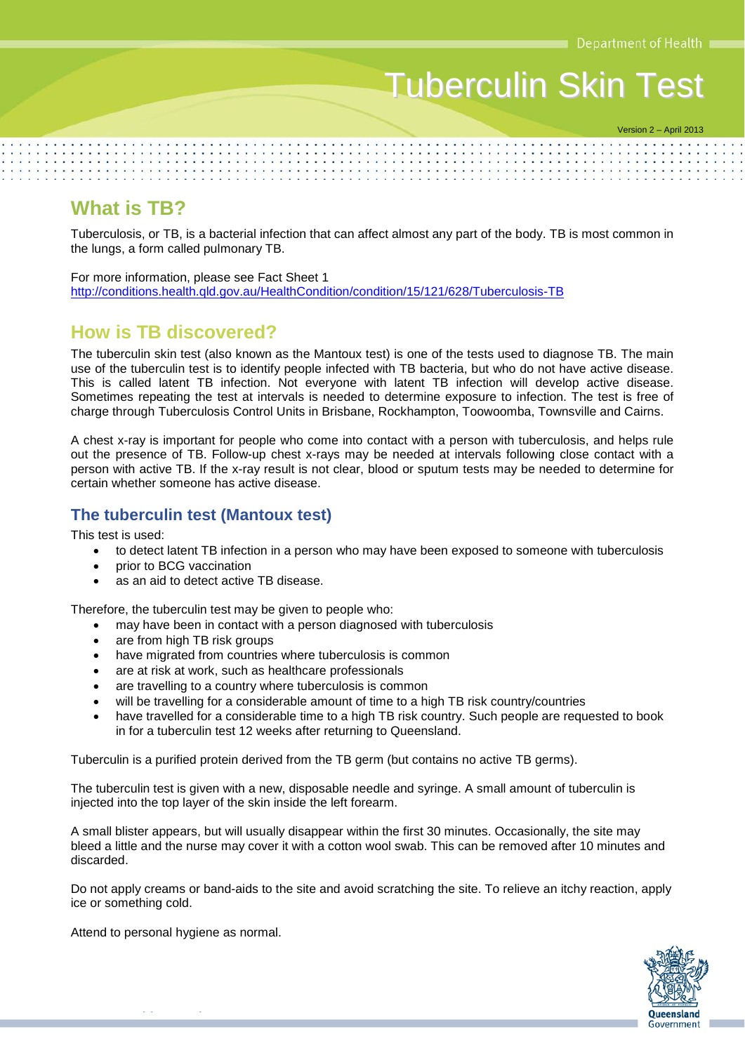Department of Health

# Tuberculin Skin Test

Version 2 – April 2013

## What is TB?

Tuberculosis, or TB, is a bacterial infection that can affect almost any part of the body. TB is most common in the lungs, a form called pulmonary TB.

For more information, please see Fact Sheet 1
http://conditions.health.qld.gov.au/HealthCondition/condition/15/121/628/Tuberculosis-TB

## How is TB discovered?

The tuberculin skin test (also known as the Mantoux test) is one of the tests used to diagnose TB. The main use of the tuberculin test is to identify people infected with TB bacteria, but who do not have active disease. This is called latent TB infection. Not everyone with latent TB infection will develop active disease. Sometimes repeating the test at intervals is needed to determine exposure to infection. The test is free of charge through Tuberculosis Control Units in Brisbane, Rockhampton, Toowoomba, Townsville and Cairns.

A chest x-ray is important for people who come into contact with a person with tuberculosis, and helps rule out the presence of TB. Follow-up chest x-rays may be needed at intervals following close contact with a person with active TB. If the x-ray result is not clear, blood or sputum tests may be needed to determine for certain whether someone has active disease.

### The tuberculin test (Mantoux test)

This test is used:

- to detect latent TB infection in a person who may have been exposed to someone with tuberculosis
- prior to BCG vaccination
- as an aid to detect active TB disease.

Therefore, the tuberculin test may be given to people who:

- may have been in contact with a person diagnosed with tuberculosis
- are from high TB risk groups
- have migrated from countries where tuberculosis is common
- are at risk at work, such as healthcare professionals
- are travelling to a country where tuberculosis is common
- will be travelling for a considerable amount of time to a high TB risk country/countries
- have travelled for a considerable time to a high TB risk country. Such people are requested to book in for a tuberculin test 12 weeks after returning to Queensland.

Tuberculin is a purified protein derived from the TB germ (but contains no active TB germs).

The tuberculin test is given with a new, disposable needle and syringe. A small amount of tuberculin is injected into the top layer of the skin inside the left forearm.

A small blister appears, but will usually disappear within the first 30 minutes. Occasionally, the site may bleed a little and the nurse may cover it with a cotton wool swab. This can be removed after 10 minutes and discarded.

Do not apply creams or band-aids to the site and avoid scratching the site. To relieve an itchy reaction, apply ice or something cold.

Attend to personal hygiene as normal.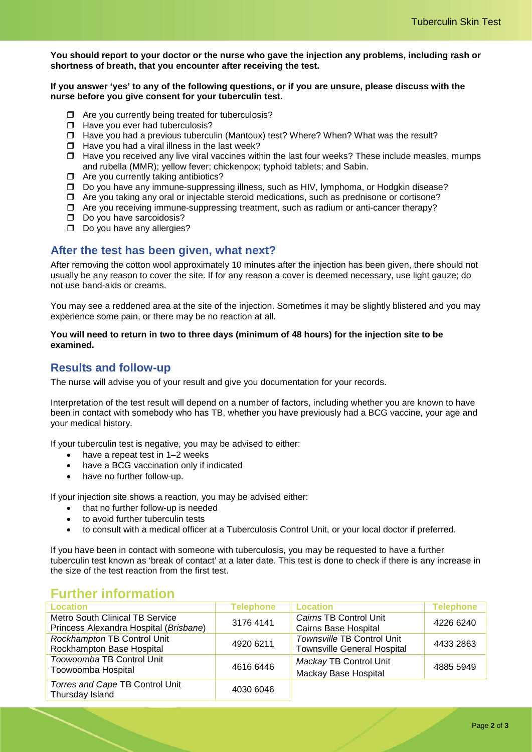**You should report to your doctor or the nurse who gave the injection any problems, including rash or shortness of breath, that you encounter after receiving the test.**

**If you answer 'yes' to any of the following questions, or if you are unsure, please discuss with the nurse before you give consent for your tuberculin test.**

- ☐ Are you currently being treated for tuberculosis?
- ☐ Have you ever had tuberculosis?
- ☐ Have you had a previous tuberculin (Mantoux) test? Where? When? What was the result?
- ☐ Have you had a viral illness in the last week?
- ☐ Have you received any live viral vaccines within the last four weeks? These include measles, mumps and rubella (MMR); yellow fever; chickenpox; typhoid tablets; and Sabin.
- ☐ Are you currently taking antibiotics?
- ☐ Do you have any immune-suppressing illness, such as HIV, lymphoma, or Hodgkin disease?
- ☐ Are you taking any oral or injectable steroid medications, such as prednisone or cortisone?
- ☐ Are you receiving immune-suppressing treatment, such as radium or anti-cancer therapy?
- ☐ Do you have sarcoidosis?
- ☐ Do you have any allergies?

## After the test has been given, what next?

After removing the cotton wool approximately 10 minutes after the injection has been given, there should not usually be any reason to cover the site. If for any reason a cover is deemed necessary, use light gauze; do not use band-aids or creams.

You may see a reddened area at the site of the injection. Sometimes it may be slightly blistered and you may experience some pain, or there may be no reaction at all.

**You will need to return in two to three days (minimum of 48 hours) for the injection site to be examined.**

## Results and follow-up

The nurse will advise you of your result and give you documentation for your records.

Interpretation of the test result will depend on a number of factors, including whether you are known to have been in contact with somebody who has TB, whether you have previously had a BCG vaccine, your age and your medical history.

If your tuberculin test is negative, you may be advised to either:

- have a repeat test in 1–2 weeks
- have a BCG vaccination only if indicated
- have no further follow-up.

If your injection site shows a reaction, you may be advised either:

- that no further follow-up is needed
- to avoid further tuberculin tests
- to consult with a medical officer at a Tuberculosis Control Unit, or your local doctor if preferred.

If you have been in contact with someone with tuberculosis, you may be requested to have a further tuberculin test known as 'break of contact' at a later date. This test is done to check if there is any increase in the size of the test reaction from the first test.

# Further information

| Location | Telephone | Location | Telephone |
|---|---|---|---|
| Metro South Clinical TB Service Princess Alexandra Hospital (*Brisbane*) | 3176 4141 | *Cairns* TB Control Unit Cairns Base Hospital | 4226 6240 |
| *Rockhampton* TB Control Unit Rockhampton Base Hospital | 4920 6211 | *Townsville* TB Control Unit Townsville General Hospital | 4433 2863 |
| *Toowoomba* TB Control Unit Toowoomba Hospital | 4616 6446 | *Mackay* TB Control Unit Mackay Base Hospital | 4885 5949 |
| *Torres and Cape* TB Control Unit Thursday Island | 4030 6046 | | |